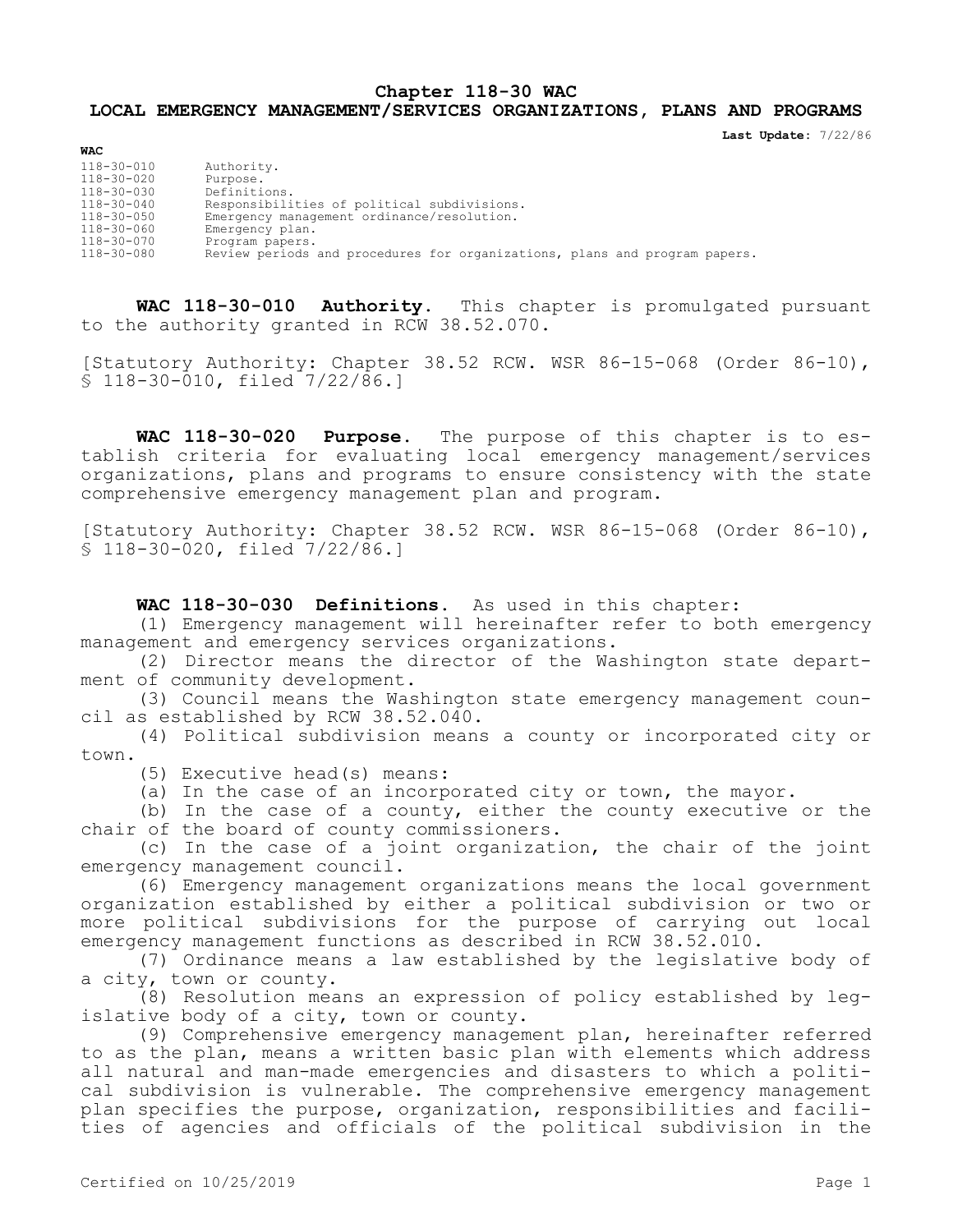# Chapter 118-30 WAC

## LOCAL EMERGENCY MANAGEMENT/SERVICES ORGANIZATIONS, PLANS AND PROGRAMS

**Last Update:** 7/22/86

**WAC**

| | |
|---|---|
| 118-30-010 | Authority. |
| 118-30-020 | Purpose. |
| 118-30-030 | Definitions. |
| 118-30-040 | Responsibilities of political subdivisions. |
| 118-30-050 | Emergency management ordinance/resolution. |
| 118-30-060 | Emergency plan. |
| 118-30-070 | Program papers. |
| 118-30-080 | Review periods and procedures for organizations, plans and program papers. |

**WAC 118-30-010 Authority.** This chapter is promulgated pursuant to the authority granted in RCW 38.52.070.

[Statutory Authority: Chapter 38.52 RCW. WSR 86-15-068 (Order 86-10), § 118-30-010, filed 7/22/86.]

**WAC 118-30-020 Purpose.** The purpose of this chapter is to establish criteria for evaluating local emergency management/services organizations, plans and programs to ensure consistency with the state comprehensive emergency management plan and program.

[Statutory Authority: Chapter 38.52 RCW. WSR 86-15-068 (Order 86-10), § 118-30-020, filed 7/22/86.]

**WAC 118-30-030 Definitions.** As used in this chapter:

(1) Emergency management will hereinafter refer to both emergency management and emergency services organizations.

(2) Director means the director of the Washington state department of community development.

(3) Council means the Washington state emergency management council as established by RCW 38.52.040.

(4) Political subdivision means a county or incorporated city or town.

(5) Executive head(s) means:

(a) In the case of an incorporated city or town, the mayor.

(b) In the case of a county, either the county executive or the chair of the board of county commissioners.

(c) In the case of a joint organization, the chair of the joint emergency management council.

(6) Emergency management organizations means the local government organization established by either a political subdivision or two or more political subdivisions for the purpose of carrying out local emergency management functions as described in RCW 38.52.010.

(7) Ordinance means a law established by the legislative body of a city, town or county.

(8) Resolution means an expression of policy established by legislative body of a city, town or county.

(9) Comprehensive emergency management plan, hereinafter referred to as the plan, means a written basic plan with elements which address all natural and man-made emergencies and disasters to which a political subdivision is vulnerable. The comprehensive emergency management plan specifies the purpose, organization, responsibilities and facilities of agencies and officials of the political subdivision in the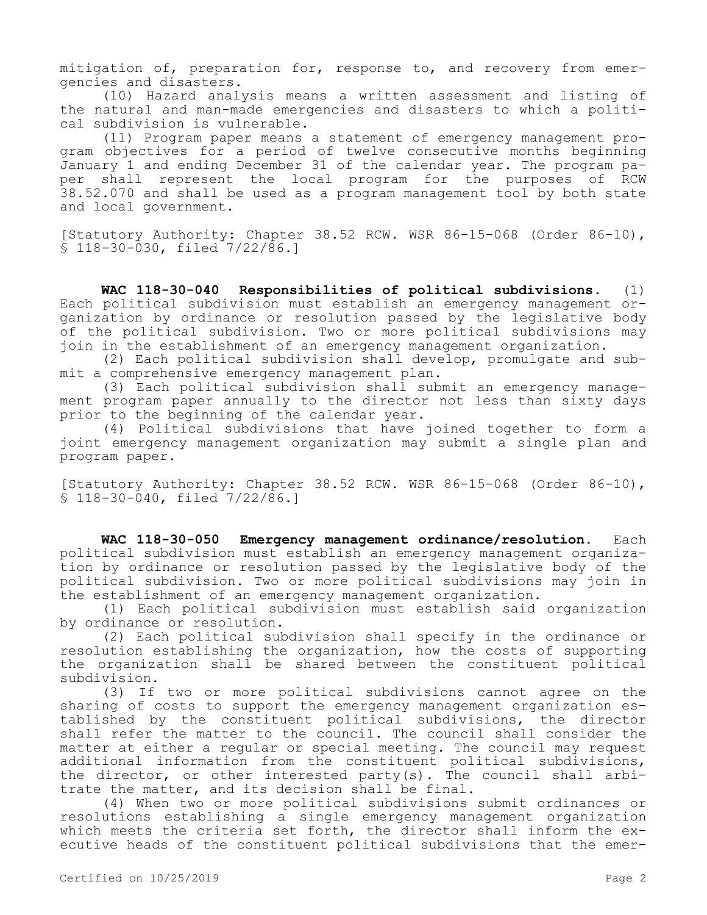mitigation of, preparation for, response to, and recovery from emergencies and disasters.

(10) Hazard analysis means a written assessment and listing of the natural and man-made emergencies and disasters to which a political subdivision is vulnerable.

(11) Program paper means a statement of emergency management program objectives for a period of twelve consecutive months beginning January 1 and ending December 31 of the calendar year. The program paper shall represent the local program for the purposes of RCW 38.52.070 and shall be used as a program management tool by both state and local government.

[Statutory Authority: Chapter 38.52 RCW. WSR 86-15-068 (Order 86-10), § 118-30-030, filed 7/22/86.]

**WAC 118-30-040 Responsibilities of political subdivisions.** (1) Each political subdivision must establish an emergency management organization by ordinance or resolution passed by the legislative body of the political subdivision. Two or more political subdivisions may join in the establishment of an emergency management organization.

(2) Each political subdivision shall develop, promulgate and submit a comprehensive emergency management plan.

(3) Each political subdivision shall submit an emergency management program paper annually to the director not less than sixty days prior to the beginning of the calendar year.

(4) Political subdivisions that have joined together to form a joint emergency management organization may submit a single plan and program paper.

[Statutory Authority: Chapter 38.52 RCW. WSR 86-15-068 (Order 86-10), § 118-30-040, filed 7/22/86.]

**WAC 118-30-050 Emergency management ordinance/resolution.** Each political subdivision must establish an emergency management organization by ordinance or resolution passed by the legislative body of the political subdivision. Two or more political subdivisions may join in the establishment of an emergency management organization.

(1) Each political subdivision must establish said organization by ordinance or resolution.

(2) Each political subdivision shall specify in the ordinance or resolution establishing the organization, how the costs of supporting the organization shall be shared between the constituent political subdivision.

(3) If two or more political subdivisions cannot agree on the sharing of costs to support the emergency management organization established by the constituent political subdivisions, the director shall refer the matter to the council. The council shall consider the matter at either a regular or special meeting. The council may request additional information from the constituent political subdivisions, the director, or other interested party(s). The council shall arbitrate the matter, and its decision shall be final.

(4) When two or more political subdivisions submit ordinances or resolutions establishing a single emergency management organization which meets the criteria set forth, the director shall inform the executive heads of the constituent political subdivisions that the emer-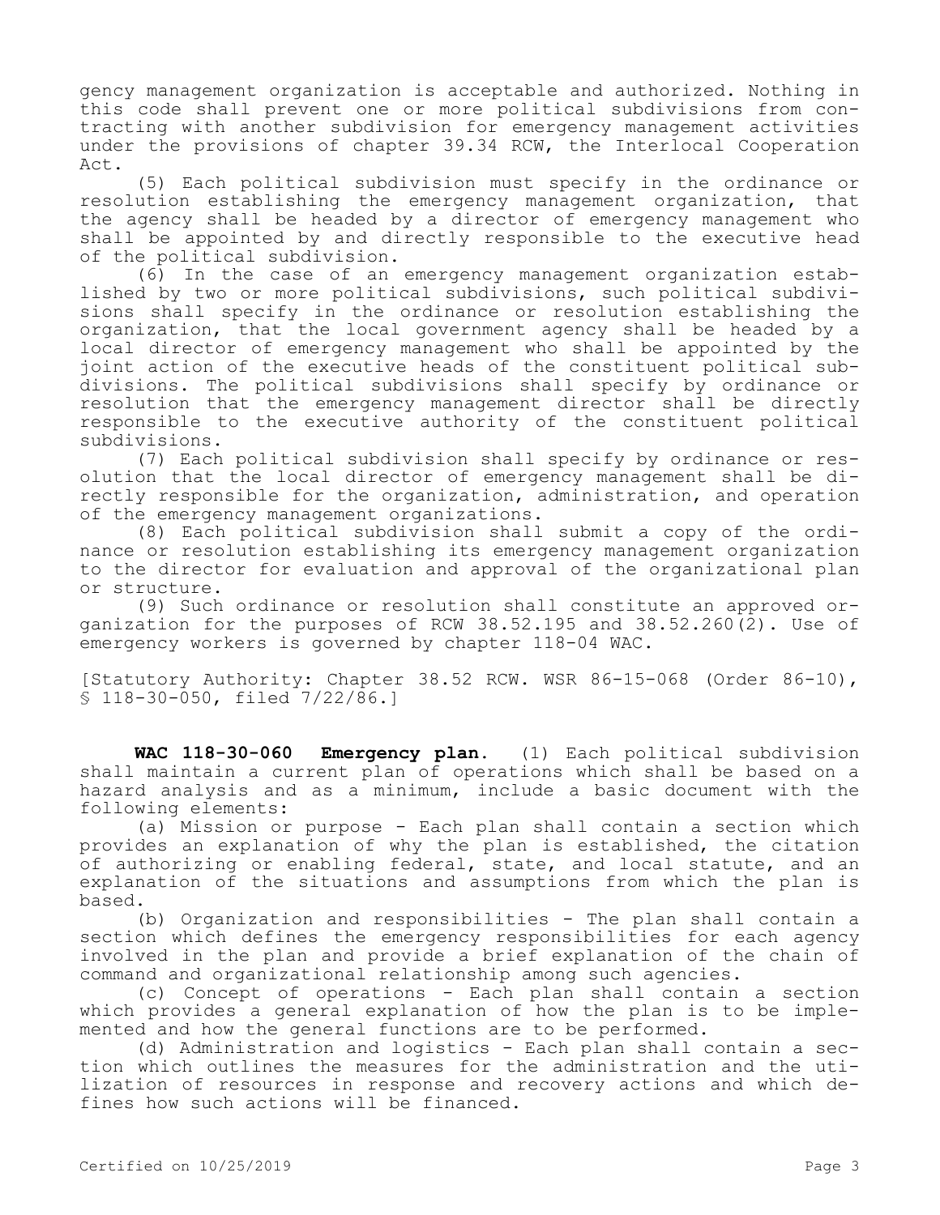gency management organization is acceptable and authorized. Nothing in this code shall prevent one or more political subdivisions from contracting with another subdivision for emergency management activities under the provisions of chapter 39.34 RCW, the Interlocal Cooperation Act.

(5) Each political subdivision must specify in the ordinance or resolution establishing the emergency management organization, that the agency shall be headed by a director of emergency management who shall be appointed by and directly responsible to the executive head of the political subdivision.

(6) In the case of an emergency management organization established by two or more political subdivisions, such political subdivisions shall specify in the ordinance or resolution establishing the organization, that the local government agency shall be headed by a local director of emergency management who shall be appointed by the joint action of the executive heads of the constituent political subdivisions. The political subdivisions shall specify by ordinance or resolution that the emergency management director shall be directly responsible to the executive authority of the constituent political subdivisions.

(7) Each political subdivision shall specify by ordinance or resolution that the local director of emergency management shall be directly responsible for the organization, administration, and operation of the emergency management organizations.

(8) Each political subdivision shall submit a copy of the ordinance or resolution establishing its emergency management organization to the director for evaluation and approval of the organizational plan or structure.

(9) Such ordinance or resolution shall constitute an approved organization for the purposes of RCW 38.52.195 and 38.52.260(2). Use of emergency workers is governed by chapter 118-04 WAC.

[Statutory Authority: Chapter 38.52 RCW. WSR 86-15-068 (Order 86-10), § 118-30-050, filed 7/22/86.]

**WAC 118-30-060 Emergency plan.** (1) Each political subdivision shall maintain a current plan of operations which shall be based on a hazard analysis and as a minimum, include a basic document with the following elements:

(a) Mission or purpose - Each plan shall contain a section which provides an explanation of why the plan is established, the citation of authorizing or enabling federal, state, and local statute, and an explanation of the situations and assumptions from which the plan is based.

(b) Organization and responsibilities - The plan shall contain a section which defines the emergency responsibilities for each agency involved in the plan and provide a brief explanation of the chain of command and organizational relationship among such agencies.

(c) Concept of operations - Each plan shall contain a section which provides a general explanation of how the plan is to be implemented and how the general functions are to be performed.

(d) Administration and logistics - Each plan shall contain a section which outlines the measures for the administration and the utilization of resources in response and recovery actions and which defines how such actions will be financed.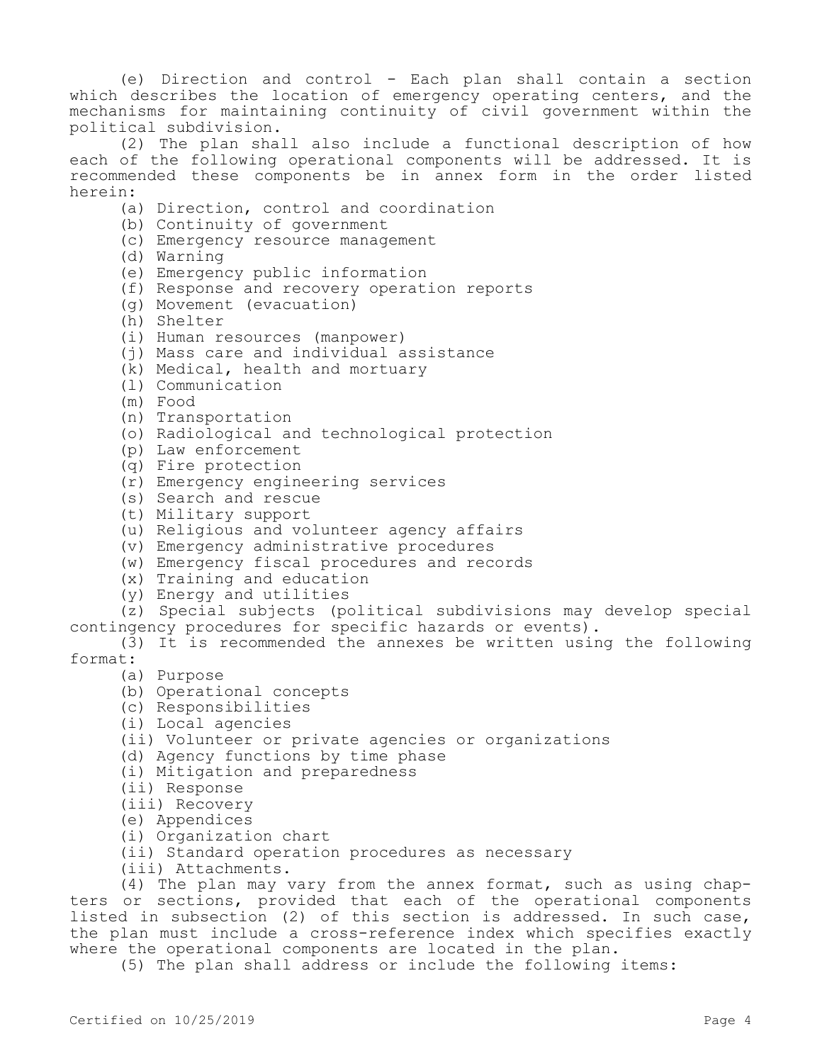(e) Direction and control - Each plan shall contain a section which describes the location of emergency operating centers, and the mechanisms for maintaining continuity of civil government within the political subdivision.

(2) The plan shall also include a functional description of how each of the following operational components will be addressed. It is recommended these components be in annex form in the order listed herein:

(a) Direction, control and coordination

(b) Continuity of government

(c) Emergency resource management

(d) Warning

(e) Emergency public information

(f) Response and recovery operation reports

(g) Movement (evacuation)

(h) Shelter

(i) Human resources (manpower)

(j) Mass care and individual assistance

(k) Medical, health and mortuary

(l) Communication

(m) Food

(n) Transportation

(o) Radiological and technological protection

(p) Law enforcement

(q) Fire protection

(r) Emergency engineering services

(s) Search and rescue

(t) Military support

(u) Religious and volunteer agency affairs

(v) Emergency administrative procedures

(w) Emergency fiscal procedures and records

(x) Training and education

(y) Energy and utilities

(z) Special subjects (political subdivisions may develop special contingency procedures for specific hazards or events).

(3) It is recommended the annexes be written using the following format:

(a) Purpose

(b) Operational concepts

(c) Responsibilities

(i) Local agencies

(ii) Volunteer or private agencies or organizations

(d) Agency functions by time phase

(i) Mitigation and preparedness

(ii) Response

(iii) Recovery

(e) Appendices

(i) Organization chart

(ii) Standard operation procedures as necessary

(iii) Attachments.

(4) The plan may vary from the annex format, such as using chapters or sections, provided that each of the operational components listed in subsection (2) of this section is addressed. In such case, the plan must include a cross-reference index which specifies exactly where the operational components are located in the plan.

(5) The plan shall address or include the following items: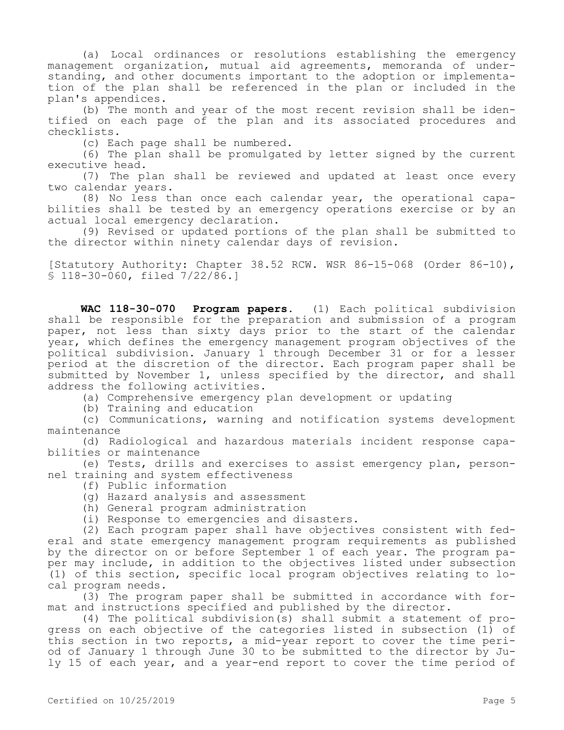(a) Local ordinances or resolutions establishing the emergency management organization, mutual aid agreements, memoranda of understanding, and other documents important to the adoption or implementation of the plan shall be referenced in the plan or included in the plan's appendices.

(b) The month and year of the most recent revision shall be identified on each page of the plan and its associated procedures and checklists.

(c) Each page shall be numbered.

(6) The plan shall be promulgated by letter signed by the current executive head.

(7) The plan shall be reviewed and updated at least once every two calendar years.

(8) No less than once each calendar year, the operational capabilities shall be tested by an emergency operations exercise or by an actual local emergency declaration.

(9) Revised or updated portions of the plan shall be submitted to the director within ninety calendar days of revision.

[Statutory Authority: Chapter 38.52 RCW. WSR 86-15-068 (Order 86-10), § 118-30-060, filed 7/22/86.]

**WAC 118-30-070 Program papers.** (1) Each political subdivision shall be responsible for the preparation and submission of a program paper, not less than sixty days prior to the start of the calendar year, which defines the emergency management program objectives of the political subdivision. January 1 through December 31 or for a lesser period at the discretion of the director. Each program paper shall be submitted by November 1, unless specified by the director, and shall address the following activities.

(a) Comprehensive emergency plan development or updating

(b) Training and education

(c) Communications, warning and notification systems development maintenance

(d) Radiological and hazardous materials incident response capabilities or maintenance

(e) Tests, drills and exercises to assist emergency plan, personnel training and system effectiveness

(f) Public information

(g) Hazard analysis and assessment

(h) General program administration

(i) Response to emergencies and disasters.

(2) Each program paper shall have objectives consistent with federal and state emergency management program requirements as published by the director on or before September 1 of each year. The program paper may include, in addition to the objectives listed under subsection (1) of this section, specific local program objectives relating to local program needs.

(3) The program paper shall be submitted in accordance with format and instructions specified and published by the director.

(4) The political subdivision(s) shall submit a statement of progress on each objective of the categories listed in subsection (1) of this section in two reports, a mid-year report to cover the time period of January 1 through June 30 to be submitted to the director by July 15 of each year, and a year-end report to cover the time period of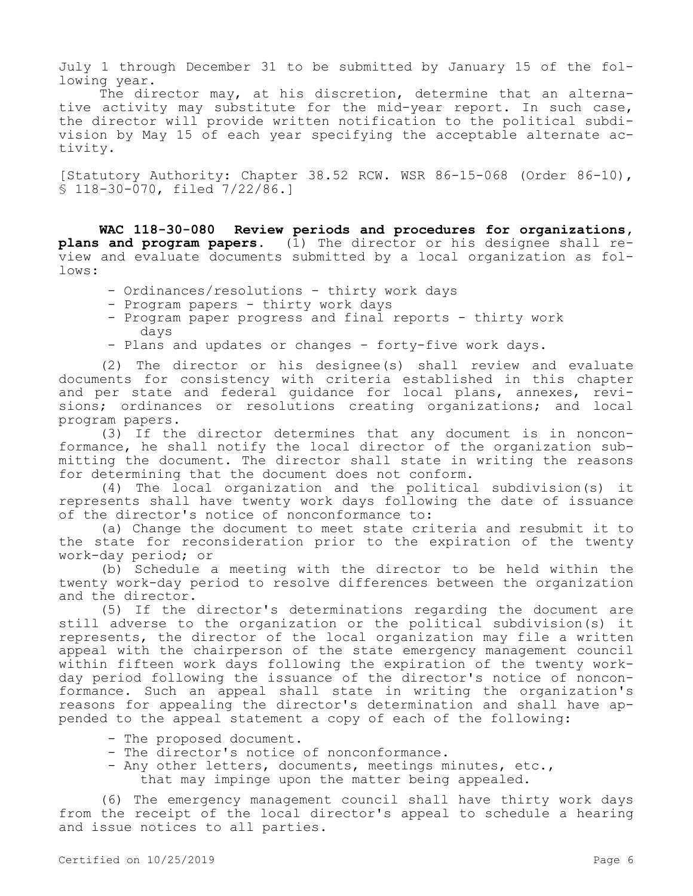July 1 through December 31 to be submitted by January 15 of the following year.

The director may, at his discretion, determine that an alternative activity may substitute for the mid-year report. In such case, the director will provide written notification to the political subdivision by May 15 of each year specifying the acceptable alternate activity.

[Statutory Authority: Chapter 38.52 RCW. WSR 86-15-068 (Order 86-10), § 118-30-070, filed 7/22/86.]

**WAC 118-30-080 Review periods and procedures for organizations, plans and program papers.** (1) The director or his designee shall review and evaluate documents submitted by a local organization as follows:

- Ordinances/resolutions - thirty work days
- Program papers - thirty work days
- Program paper progress and final reports - thirty work days
- Plans and updates or changes - forty-five work days.

(2) The director or his designee(s) shall review and evaluate documents for consistency with criteria established in this chapter and per state and federal guidance for local plans, annexes, revisions; ordinances or resolutions creating organizations; and local program papers.

(3) If the director determines that any document is in nonconformance, he shall notify the local director of the organization submitting the document. The director shall state in writing the reasons for determining that the document does not conform.

(4) The local organization and the political subdivision(s) it represents shall have twenty work days following the date of issuance of the director's notice of nonconformance to:

(a) Change the document to meet state criteria and resubmit it to the state for reconsideration prior to the expiration of the twenty work-day period; or

(b) Schedule a meeting with the director to be held within the twenty work-day period to resolve differences between the organization and the director.

(5) If the director's determinations regarding the document are still adverse to the organization or the political subdivision(s) it represents, the director of the local organization may file a written appeal with the chairperson of the state emergency management council within fifteen work days following the expiration of the twenty work-day period following the issuance of the director's notice of nonconformance. Such an appeal shall state in writing the organization's reasons for appealing the director's determination and shall have appended to the appeal statement a copy of each of the following:

- The proposed document.
- The director's notice of nonconformance.
- Any other letters, documents, meetings minutes, etc., that may impinge upon the matter being appealed.

(6) The emergency management council shall have thirty work days from the receipt of the local director's appeal to schedule a hearing and issue notices to all parties.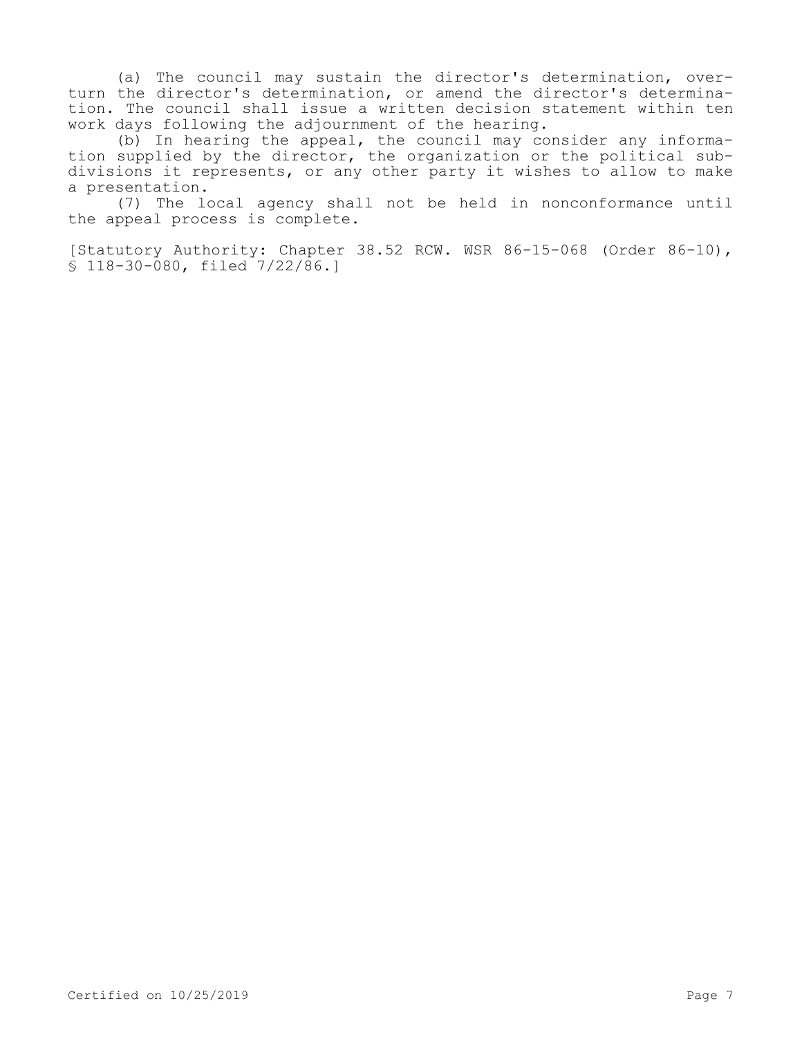(a) The council may sustain the director's determination, overturn the director's determination, or amend the director's determination. The council shall issue a written decision statement within ten work days following the adjournment of the hearing.

(b) In hearing the appeal, the council may consider any information supplied by the director, the organization or the political subdivisions it represents, or any other party it wishes to allow to make a presentation.

(7) The local agency shall not be held in nonconformance until the appeal process is complete.

[Statutory Authority: Chapter 38.52 RCW. WSR 86-15-068 (Order 86-10), § 118-30-080, filed 7/22/86.]